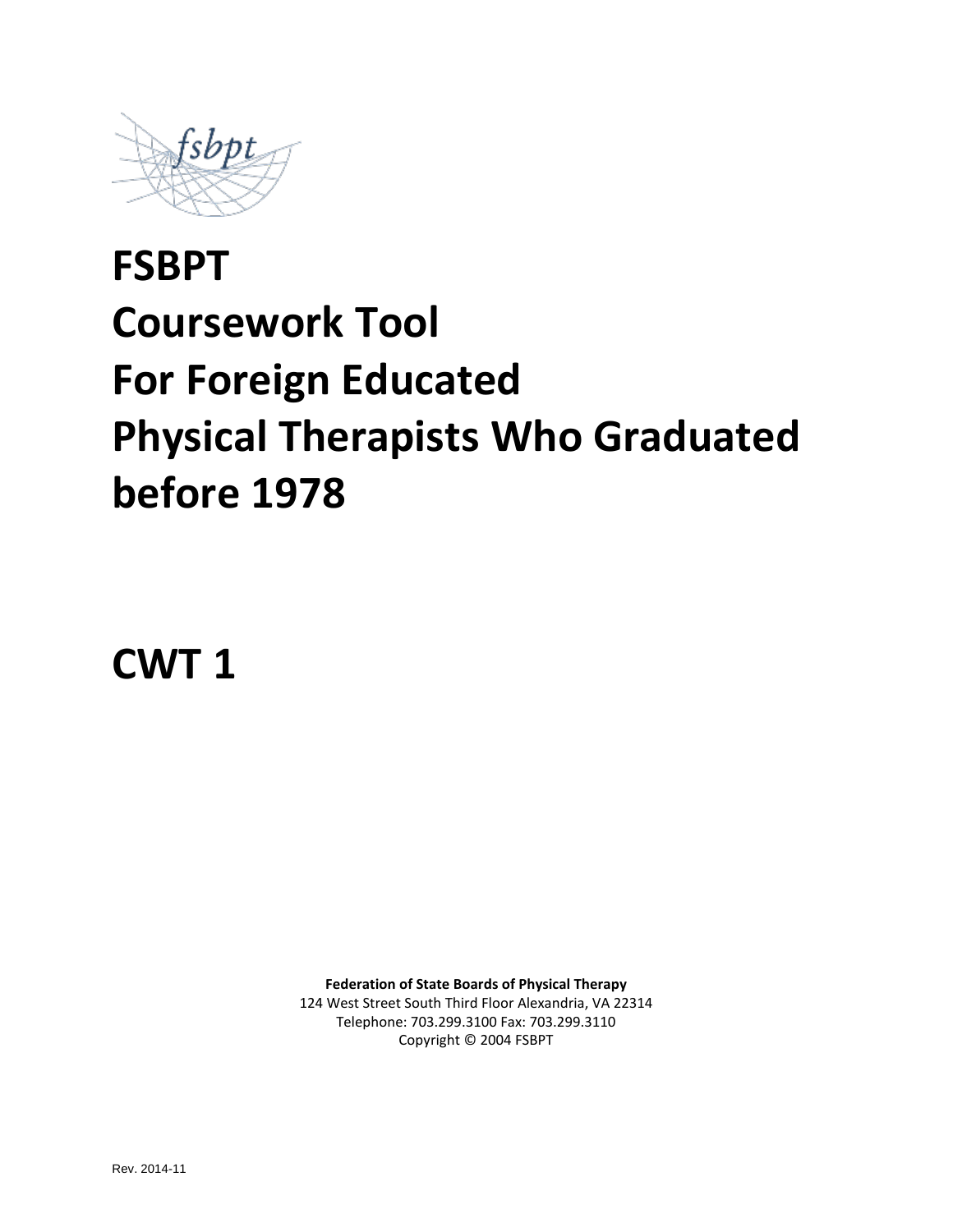fsbpt

# FSBPT Coursework Tool For Foreign Educated Physical Therapists Who Graduated before 1978

# CWT 1

**Federation of State Boards of Physical Therapy**
124 West Street South Third Floor Alexandria, VA 22314
Telephone: 703.299.3100 Fax: 703.299.3110
Copyright © 2004 FSBPT

Rev. 2014-11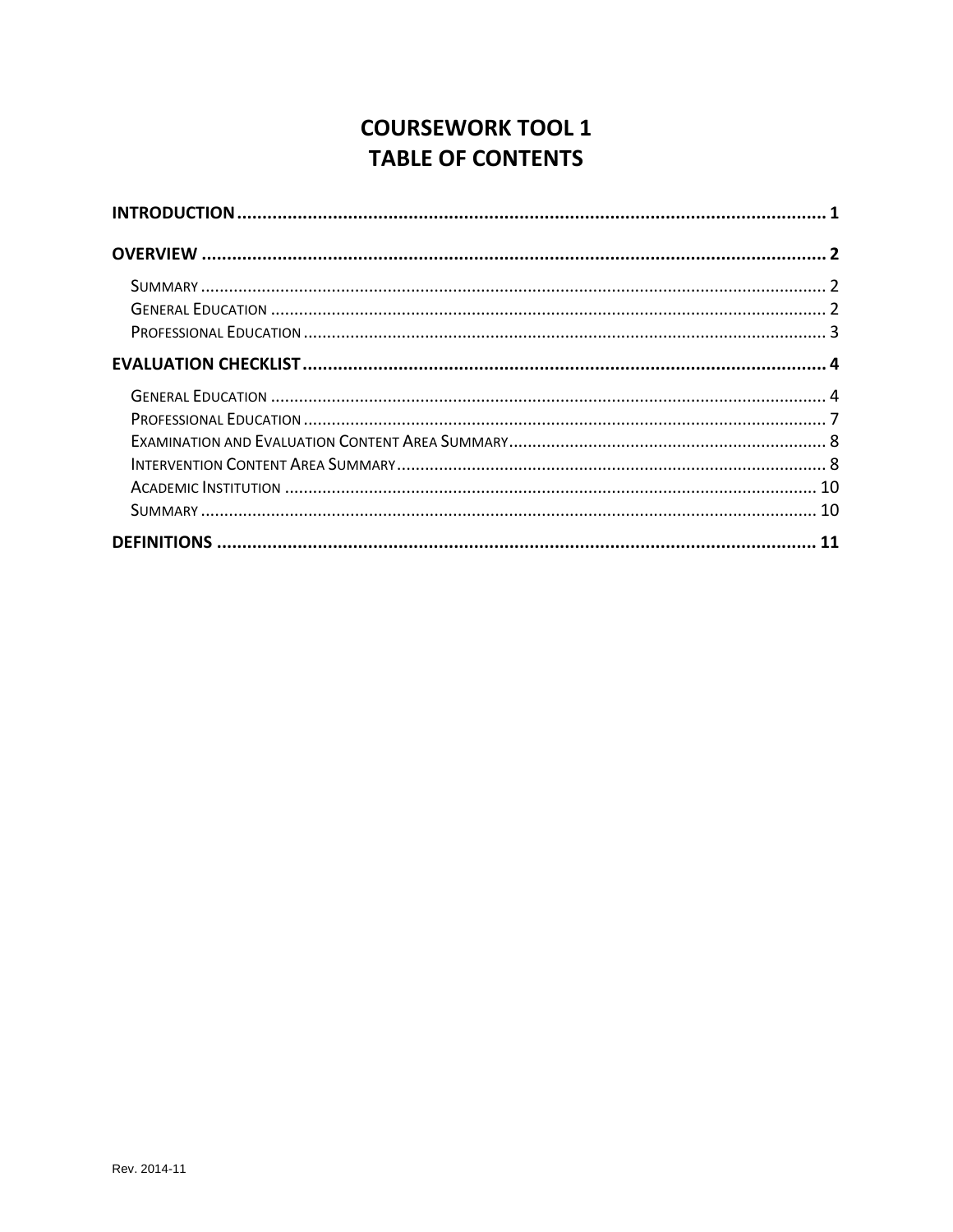# COURSEWORK TOOL 1
# TABLE OF CONTENTS

**INTRODUCTION** ........ **1**

**OVERVIEW** ........ **2**

- Summary ........ 2
- General Education ........ 2
- Professional Education ........ 3

**EVALUATION CHECKLIST** ........ **4**

- General Education ........ 4
- Professional Education ........ 7
- Examination and Evaluation Content Area Summary ........ 8
- Intervention Content Area Summary ........ 8
- Academic Institution ........ 10
- Summary ........ 10

**DEFINITIONS** ........ **11**

Rev. 2014-11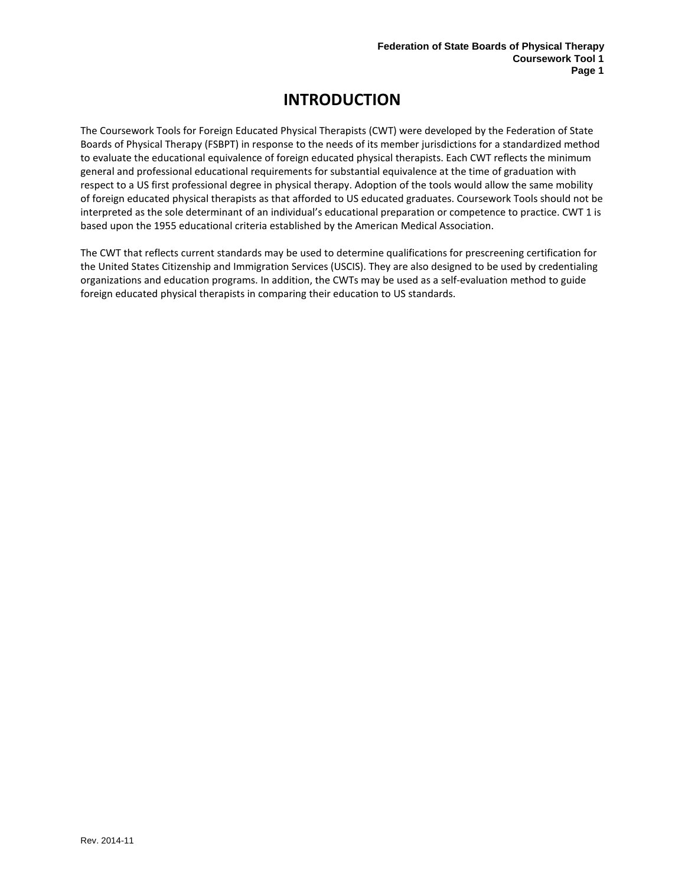# INTRODUCTION

The Coursework Tools for Foreign Educated Physical Therapists (CWT) were developed by the Federation of State Boards of Physical Therapy (FSBPT) in response to the needs of its member jurisdictions for a standardized method to evaluate the educational equivalence of foreign educated physical therapists. Each CWT reflects the minimum general and professional educational requirements for substantial equivalence at the time of graduation with respect to a US first professional degree in physical therapy. Adoption of the tools would allow the same mobility of foreign educated physical therapists as that afforded to US educated graduates. Coursework Tools should not be interpreted as the sole determinant of an individual's educational preparation or competence to practice. CWT 1 is based upon the 1955 educational criteria established by the American Medical Association.

The CWT that reflects current standards may be used to determine qualifications for prescreening certification for the United States Citizenship and Immigration Services (USCIS). They are also designed to be used by credentialing organizations and education programs. In addition, the CWTs may be used as a self-evaluation method to guide foreign educated physical therapists in comparing their education to US standards.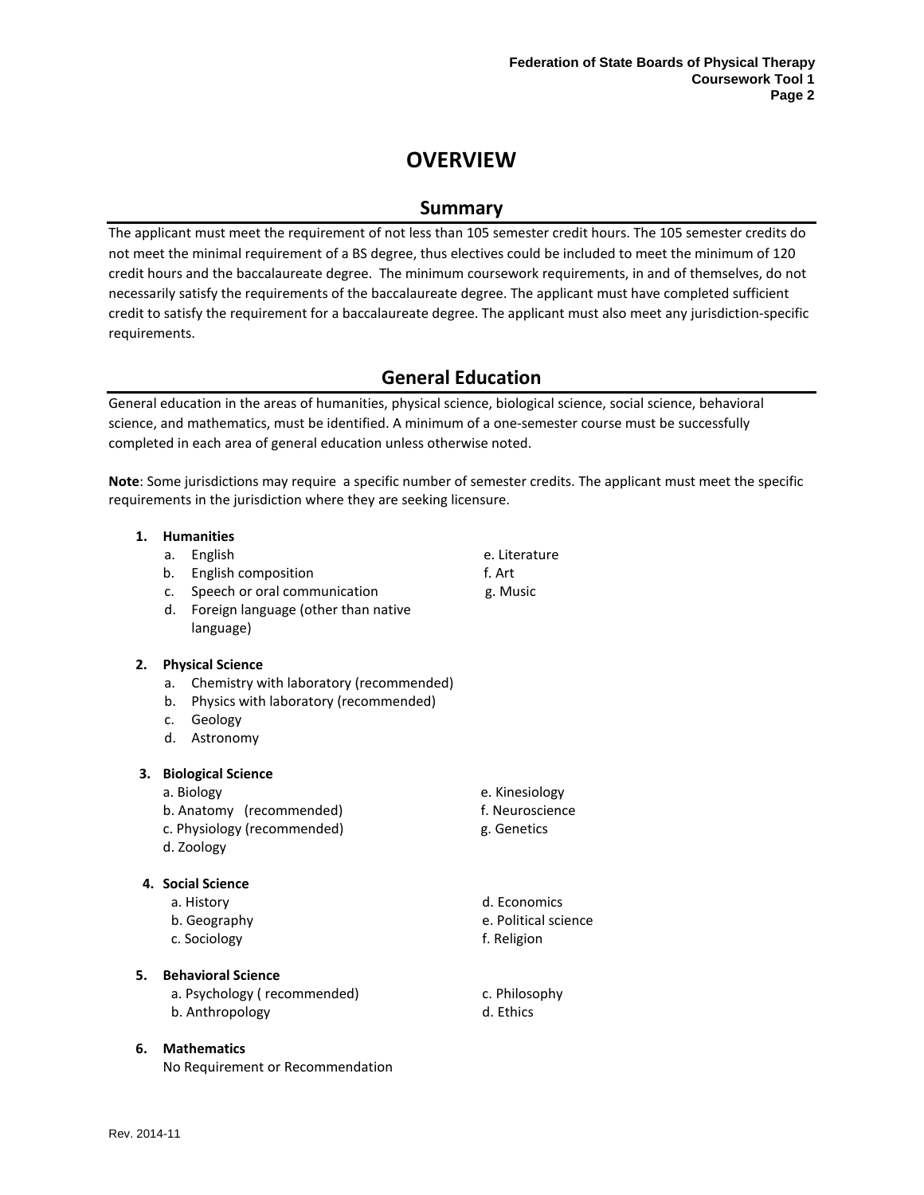# OVERVIEW

## Summary

The applicant must meet the requirement of not less than 105 semester credit hours. The 105 semester credits do not meet the minimal requirement of a BS degree, thus electives could be included to meet the minimum of 120 credit hours and the baccalaureate degree. The minimum coursework requirements, in and of themselves, do not necessarily satisfy the requirements of the baccalaureate degree. The applicant must have completed sufficient credit to satisfy the requirement for a baccalaureate degree. The applicant must also meet any jurisdiction-specific requirements.

## General Education

General education in the areas of humanities, physical science, biological science, social science, behavioral science, and mathematics, must be identified. A minimum of a one-semester course must be successfully completed in each area of general education unless otherwise noted.

**Note**: Some jurisdictions may require a specific number of semester credits. The applicant must meet the specific requirements in the jurisdiction where they are seeking licensure.

1. **Humanities**
   a. English
   b. English composition
   c. Speech or oral communication
   d. Foreign language (other than native language)
   e. Literature
   f. Art
   g. Music

2. **Physical Science**
   a. Chemistry with laboratory (recommended)
   b. Physics with laboratory (recommended)
   c. Geology
   d. Astronomy

3. **Biological Science**
   a. Biology
   b. Anatomy (recommended)
   c. Physiology (recommended)
   d. Zoology
   e. Kinesiology
   f. Neuroscience
   g. Genetics

4. **Social Science**
   a. History
   b. Geography
   c. Sociology
   d. Economics
   e. Political science
   f. Religion

5. **Behavioral Science**
   a. Psychology ( recommended)
   b. Anthropology
   c. Philosophy
   d. Ethics

6. **Mathematics**
   No Requirement or Recommendation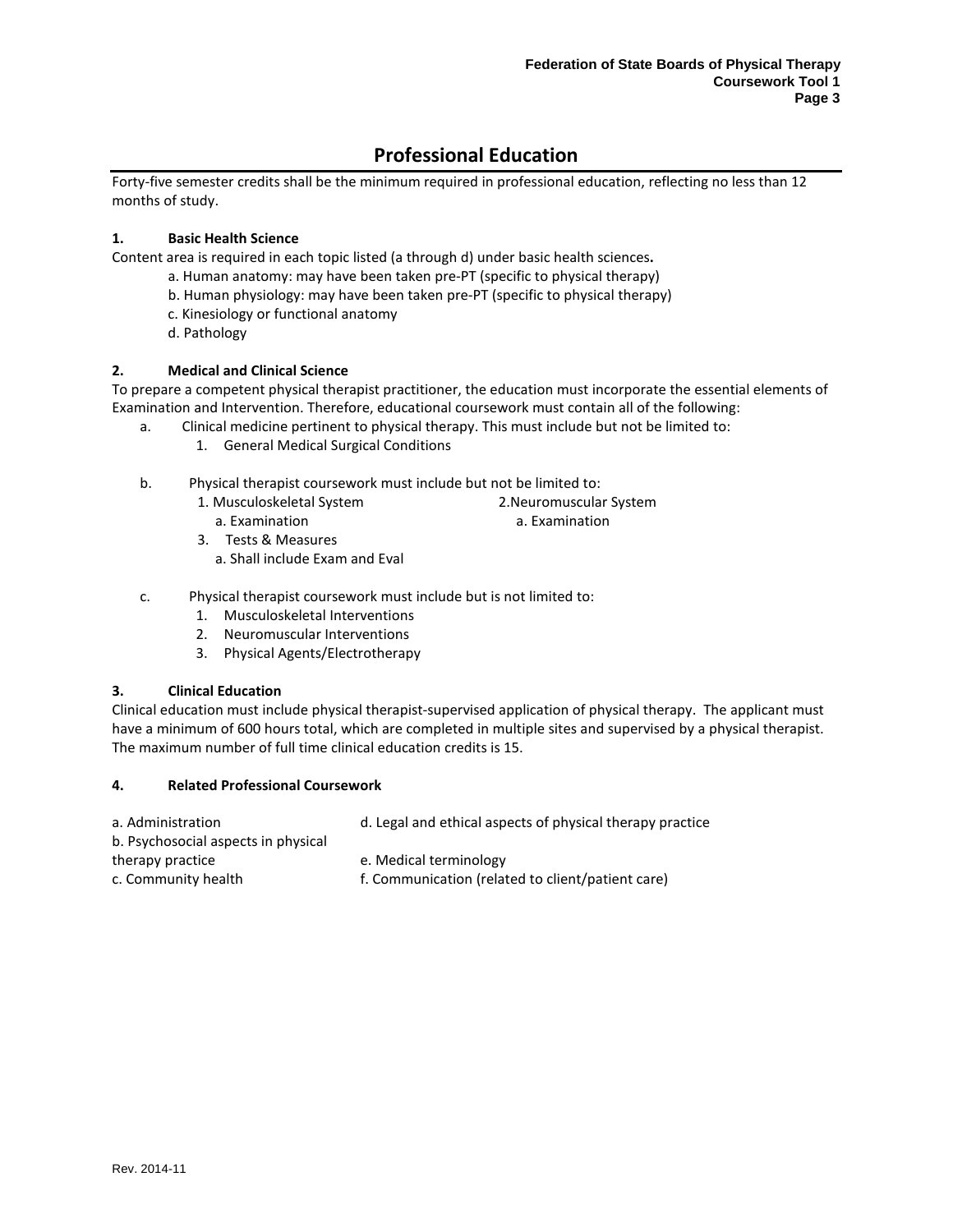# Professional Education

Forty-five semester credits shall be the minimum required in professional education, reflecting no less than 12 months of study.

**1. Basic Health Science**

Content area is required in each topic listed (a through d) under basic health sciences**.**

- a. Human anatomy: may have been taken pre-PT (specific to physical therapy)
- b. Human physiology: may have been taken pre-PT (specific to physical therapy)
- c. Kinesiology or functional anatomy
- d. Pathology

**2. Medical and Clinical Science**

To prepare a competent physical therapist practitioner, the education must incorporate the essential elements of Examination and Intervention. Therefore, educational coursework must contain all of the following:

- a. Clinical medicine pertinent to physical therapy. This must include but not be limited to:
  1. General Medical Surgical Conditions

- b. Physical therapist coursework must include but not be limited to:
  1. Musculoskeletal System
     - a. Examination
  2. Neuromuscular System
     - a. Examination
  3. Tests & Measures
     - a. Shall include Exam and Eval

- c. Physical therapist coursework must include but is not limited to:
  1. Musculoskeletal Interventions
  2. Neuromuscular Interventions
  3. Physical Agents/Electrotherapy

**3. Clinical Education**

Clinical education must include physical therapist-supervised application of physical therapy. The applicant must have a minimum of 600 hours total, which are completed in multiple sites and supervised by a physical therapist. The maximum number of full time clinical education credits is 15.

**4. Related Professional Coursework**

- a. Administration
- b. Psychosocial aspects in physical therapy practice
- c. Community health
- d. Legal and ethical aspects of physical therapy practice
- e. Medical terminology
- f. Communication (related to client/patient care)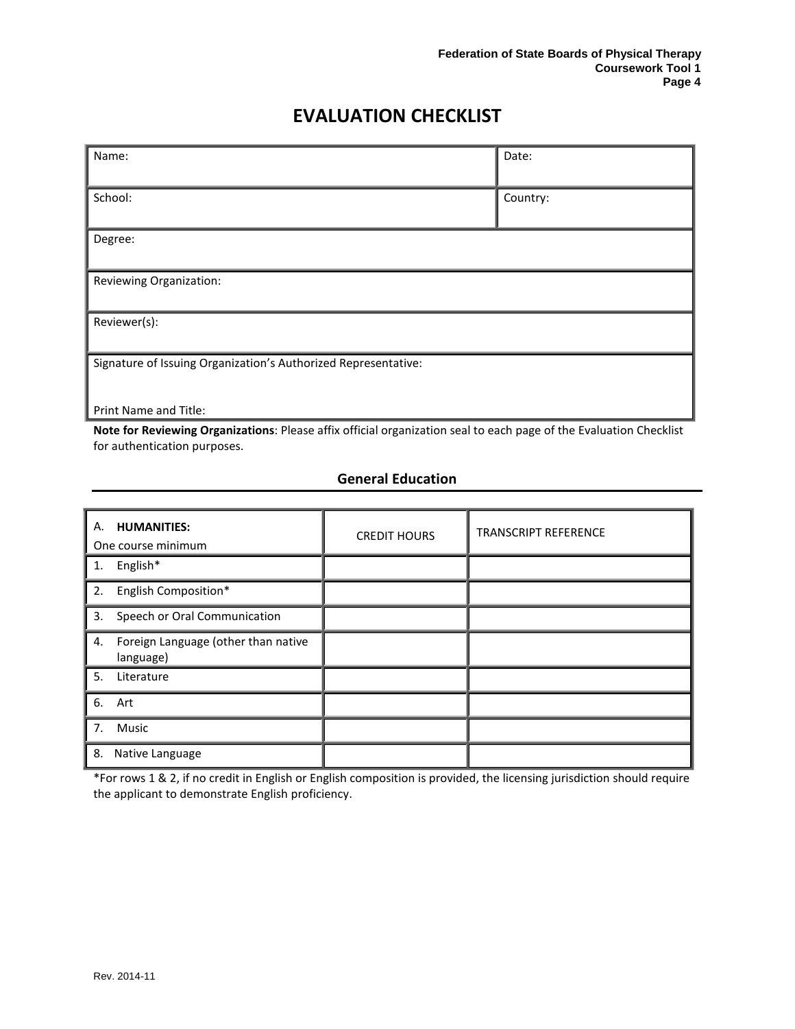# EVALUATION CHECKLIST

| Name: | Date: |
|---|---|
| School: | Country: |
| Degree: | |
| Reviewing Organization: | |
| Reviewer(s): | |
| Signature of Issuing Organization's Authorized Representative:<br><br>Print Name and Title: | |

**Note for Reviewing Organizations**: Please affix official organization seal to each page of the Evaluation Checklist for authentication purposes.

## General Education

| A. **HUMANITIES:**<br>One course minimum | CREDIT HOURS | TRANSCRIPT REFERENCE |
|---|---|---|
| 1. English* | | |
| 2. English Composition* | | |
| 3. Speech or Oral Communication | | |
| 4. Foreign Language (other than native language) | | |
| 5. Literature | | |
| 6. Art | | |
| 7. Music | | |
| 8. Native Language | | |

*For rows 1 & 2, if no credit in English or English composition is provided, the licensing jurisdiction should require the applicant to demonstrate English proficiency.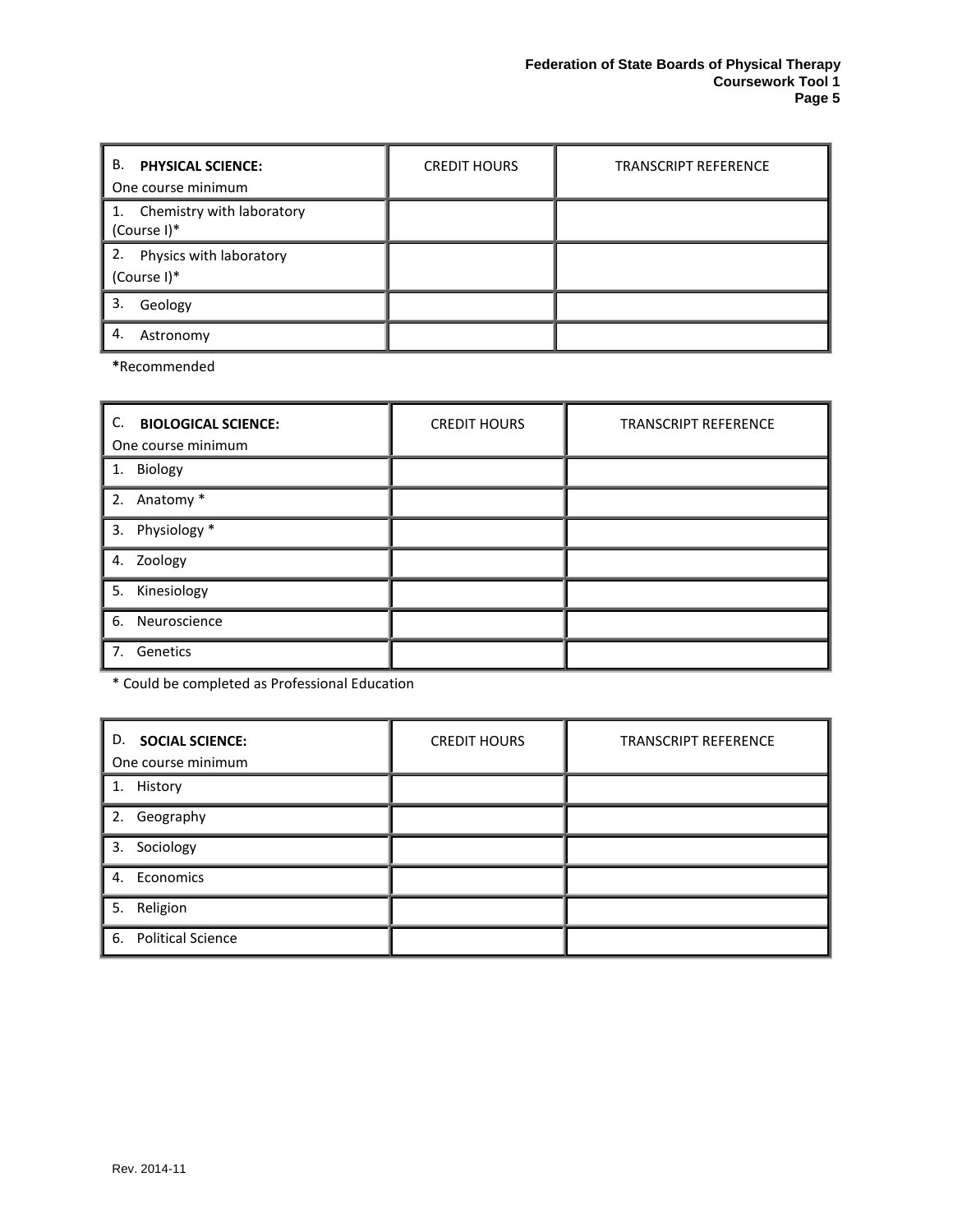| B. **PHYSICAL SCIENCE:** One course minimum | CREDIT HOURS | TRANSCRIPT REFERENCE |
|---|---|---|
| 1. Chemistry with laboratory (Course I)* | | |
| 2. Physics with laboratory (Course I)* | | |
| 3. Geology | | |
| 4. Astronomy | | |

**\***Recommended

| C. **BIOLOGICAL SCIENCE:** One course minimum | CREDIT HOURS | TRANSCRIPT REFERENCE |
|---|---|---|
| 1. Biology | | |
| 2. Anatomy * | | |
| 3. Physiology * | | |
| 4. Zoology | | |
| 5. Kinesiology | | |
| 6. Neuroscience | | |
| 7. Genetics | | |

\* Could be completed as Professional Education

| D. **SOCIAL SCIENCE:** One course minimum | CREDIT HOURS | TRANSCRIPT REFERENCE |
|---|---|---|
| 1. History | | |
| 2. Geography | | |
| 3. Sociology | | |
| 4. Economics | | |
| 5. Religion | | |
| 6. Political Science | | |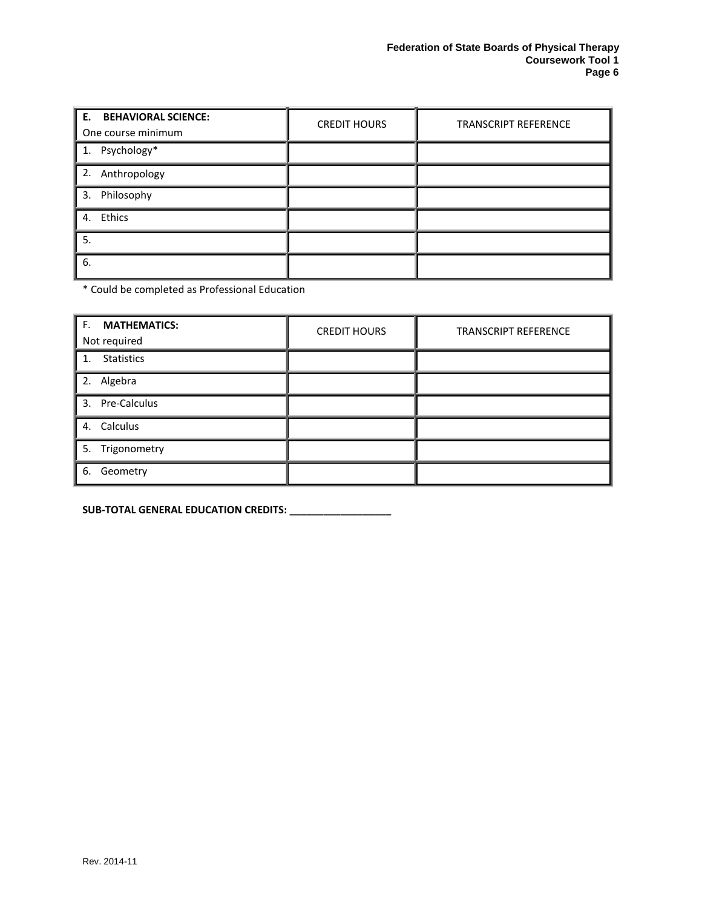| **E. BEHAVIORAL SCIENCE:** One course minimum | CREDIT HOURS | TRANSCRIPT REFERENCE |
|---|---|---|
| 1. Psychology* | | |
| 2. Anthropology | | |
| 3. Philosophy | | |
| 4. Ethics | | |
| 5. | | |
| 6. | | |

* Could be completed as Professional Education

| F. **MATHEMATICS:** Not required | CREDIT HOURS | TRANSCRIPT REFERENCE |
|---|---|---|
| 1. Statistics | | |
| 2. Algebra | | |
| 3. Pre-Calculus | | |
| 4. Calculus | | |
| 5. Trigonometry | | |
| 6. Geometry | | |

**SUB-TOTAL GENERAL EDUCATION CREDITS: ___________________**

Rev. 2014-11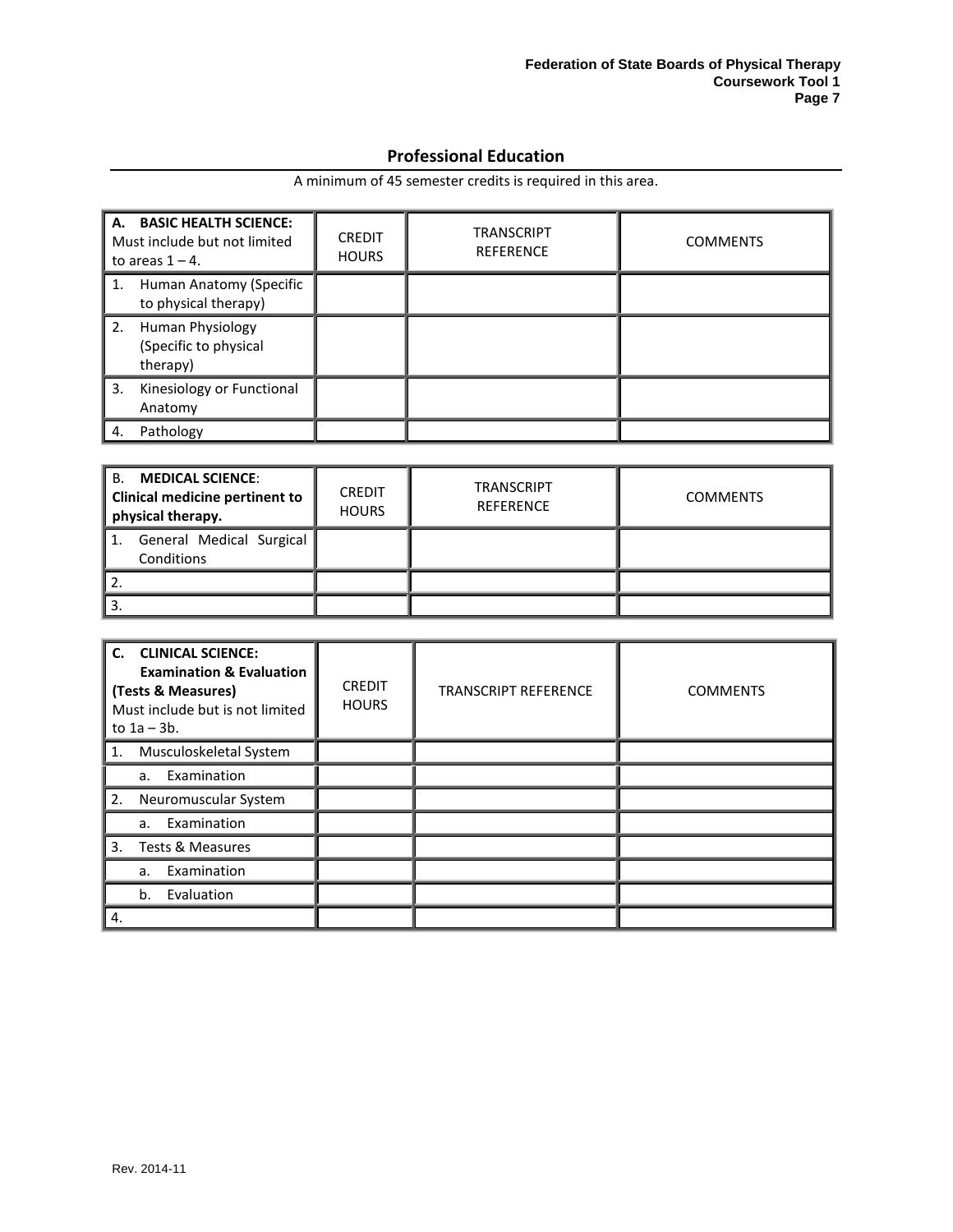## Professional Education

A minimum of 45 semester credits is required in this area.

| **A. BASIC HEALTH SCIENCE:** Must include but not limited to areas 1 – 4. | CREDIT HOURS | TRANSCRIPT REFERENCE | COMMENTS |
|---|---|---|---|
| 1. Human Anatomy (Specific to physical therapy) | | | |
| 2. Human Physiology (Specific to physical therapy) | | | |
| 3. Kinesiology or Functional Anatomy | | | |
| 4. Pathology | | | |

| B. **MEDICAL SCIENCE**: **Clinical medicine pertinent to physical therapy.** | CREDIT HOURS | TRANSCRIPT REFERENCE | COMMENTS |
|---|---|---|---|
| 1. General Medical Surgical Conditions | | | |
| 2. | | | |
| 3. | | | |

| **C. CLINICAL SCIENCE: Examination & Evaluation (Tests & Measures)** Must include but is not limited to 1a – 3b. | CREDIT HOURS | TRANSCRIPT REFERENCE | COMMENTS |
|---|---|---|---|
| 1. Musculoskeletal System | | | |
| a. Examination | | | |
| 2. Neuromuscular System | | | |
| a. Examination | | | |
| 3. Tests & Measures | | | |
| a. Examination | | | |
| b. Evaluation | | | |
| 4. | | | |

Rev. 2014-11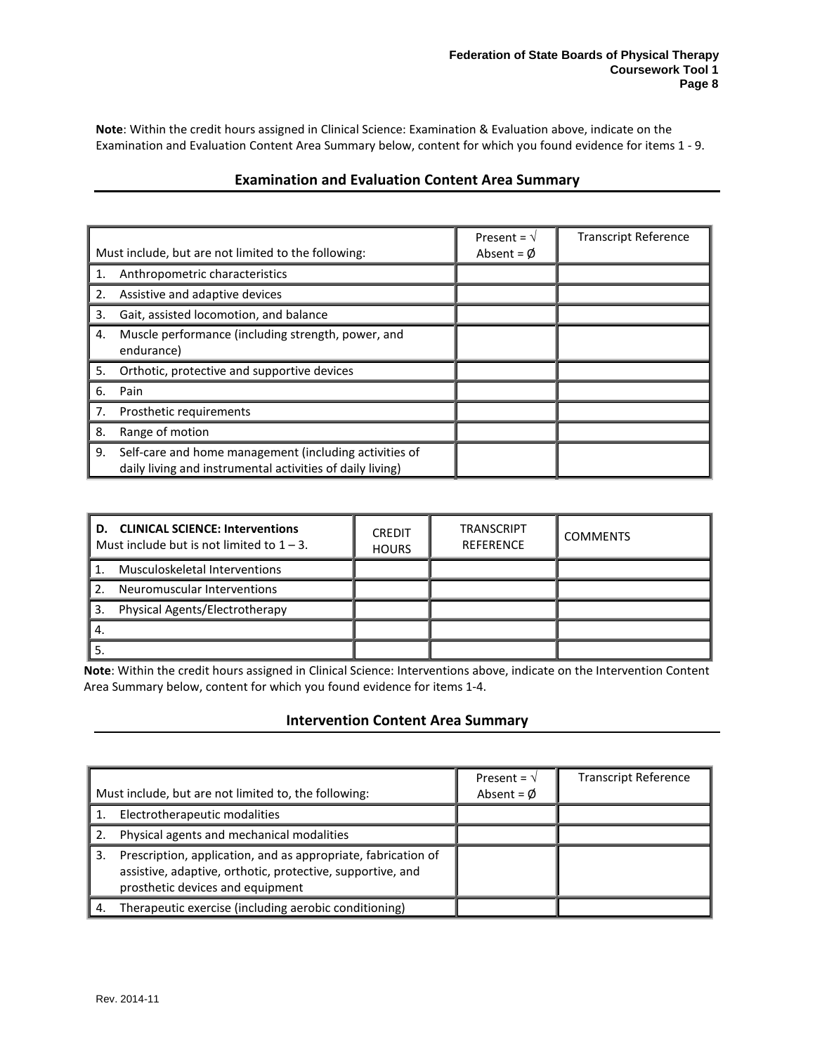**Note**: Within the credit hours assigned in Clinical Science: Examination & Evaluation above, indicate on the Examination and Evaluation Content Area Summary below, content for which you found evidence for items 1 - 9.

## Examination and Evaluation Content Area Summary

| Must include, but are not limited to the following: | Present = √ Absent = Ø | Transcript Reference |
|---|---|---|
| 1. Anthropometric characteristics | | |
| 2. Assistive and adaptive devices | | |
| 3. Gait, assisted locomotion, and balance | | |
| 4. Muscle performance (including strength, power, and endurance) | | |
| 5. Orthotic, protective and supportive devices | | |
| 6. Pain | | |
| 7. Prosthetic requirements | | |
| 8. Range of motion | | |
| 9. Self-care and home management (including activities of daily living and instrumental activities of daily living) | | |

| **D. CLINICAL SCIENCE: Interventions** Must include but is not limited to 1 – 3. | CREDIT HOURS | TRANSCRIPT REFERENCE | COMMENTS |
|---|---|---|---|
| 1. Musculoskeletal Interventions | | | |
| 2. Neuromuscular Interventions | | | |
| 3. Physical Agents/Electrotherapy | | | |
| 4. | | | |
| 5. | | | |

**Note**: Within the credit hours assigned in Clinical Science: Interventions above, indicate on the Intervention Content Area Summary below, content for which you found evidence for items 1-4.

## Intervention Content Area Summary

| Must include, but are not limited to, the following: | Present = √ Absent = Ø | Transcript Reference |
|---|---|---|
| 1. Electrotherapeutic modalities | | |
| 2. Physical agents and mechanical modalities | | |
| 3. Prescription, application, and as appropriate, fabrication of assistive, adaptive, orthotic, protective, supportive, and prosthetic devices and equipment | | |
| 4. Therapeutic exercise (including aerobic conditioning) | | |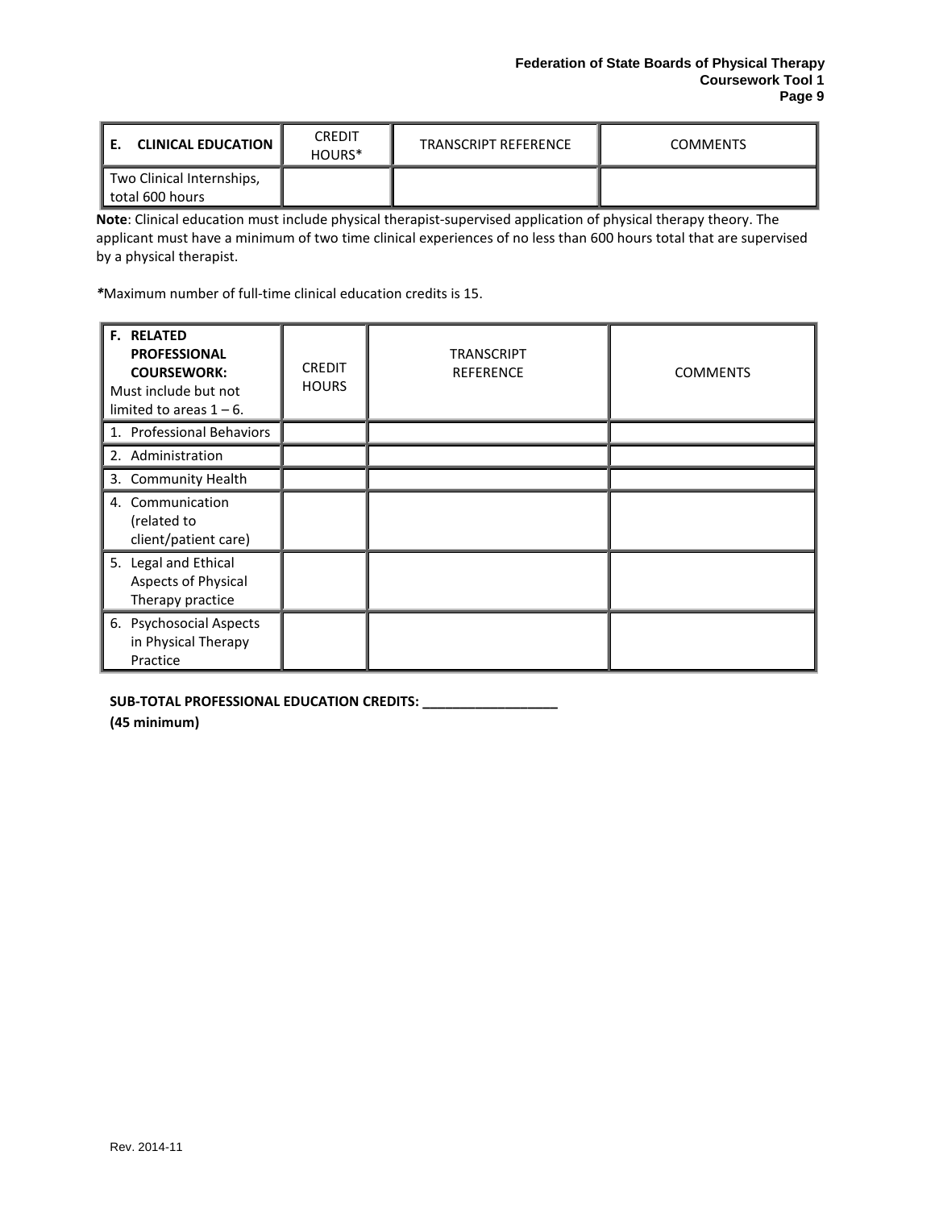| E. **CLINICAL EDUCATION** | CREDIT HOURS* | TRANSCRIPT REFERENCE | COMMENTS |
|---|---|---|---|
| Two Clinical Internships, total 600 hours | | | |

**Note**: Clinical education must include physical therapist-supervised application of physical therapy theory. The applicant must have a minimum of two time clinical experiences of no less than 600 hours total that are supervised by a physical therapist.

***Maximum number of full-time clinical education credits is 15.

| **F. RELATED PROFESSIONAL COURSEWORK:** Must include but not limited to areas 1 – 6. | CREDIT HOURS | TRANSCRIPT REFERENCE | COMMENTS |
|---|---|---|---|
| 1. Professional Behaviors | | | |
| 2. Administration | | | |
| 3. Community Health | | | |
| 4. Communication (related to client/patient care) | | | |
| 5. Legal and Ethical Aspects of Physical Therapy practice | | | |
| 6. Psychosocial Aspects in Physical Therapy Practice | | | |

**SUB-TOTAL PROFESSIONAL EDUCATION CREDITS: ___________________**
**(45 minimum)**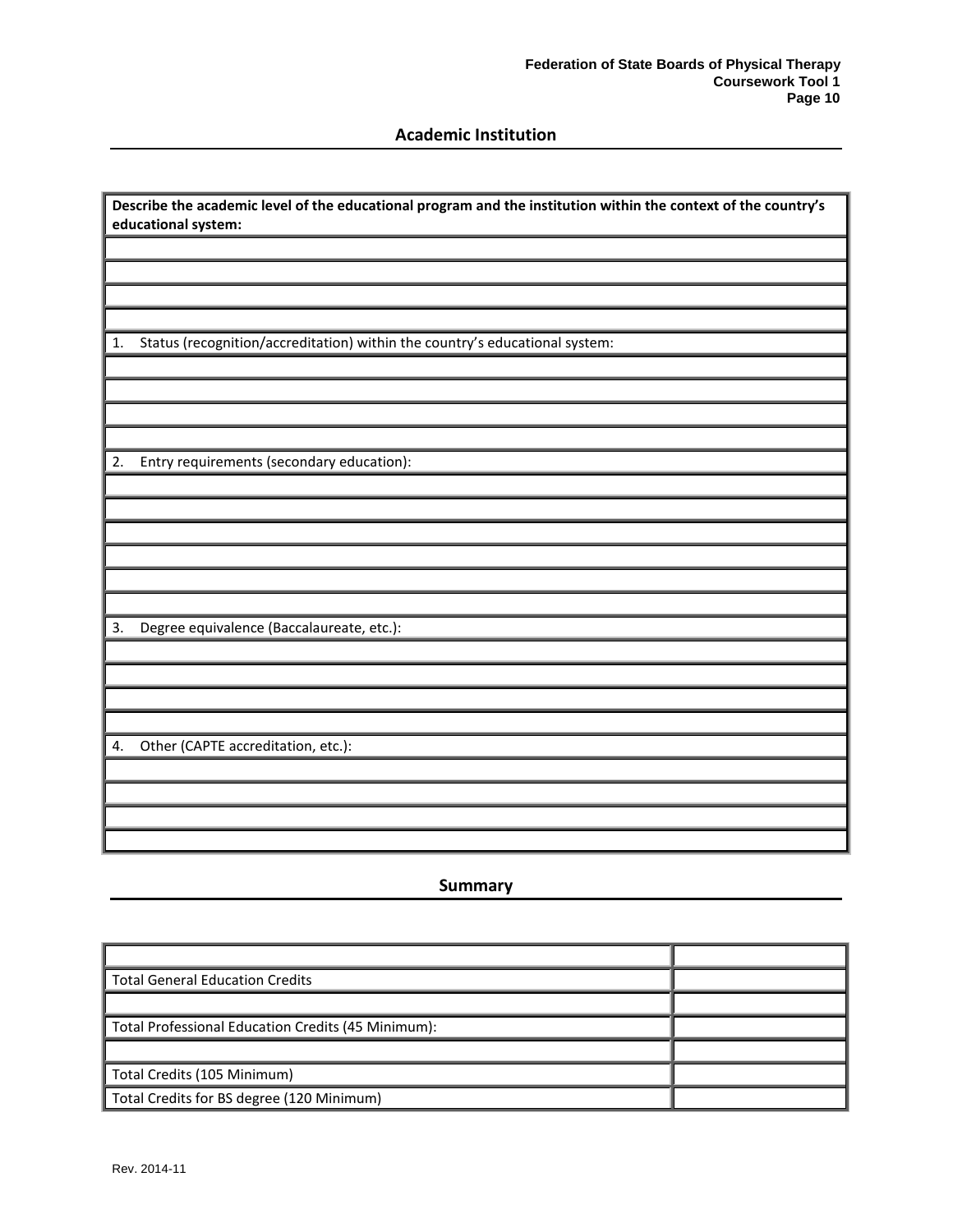## Academic Institution

| Describe the academic level of the educational program and the institution within the context of the country's educational system: |
|---|
| |
| |
| |
| |
| 1. Status (recognition/accreditation) within the country's educational system: |
| |
| |
| |
| |
| 2. Entry requirements (secondary education): |
| |
| |
| |
| |
| |
| |
| 3. Degree equivalence (Baccalaureate, etc.): |
| |
| |
| |
| |
| 4. Other (CAPTE accreditation, etc.): |
| |
| |
| |
| |

## Summary

| | |
|---|---|
| Total General Education Credits | |
| | |
| Total Professional Education Credits (45 Minimum): | |
| | |
| Total Credits (105 Minimum) | |
| Total Credits for BS degree (120 Minimum) | |

Rev. 2014-11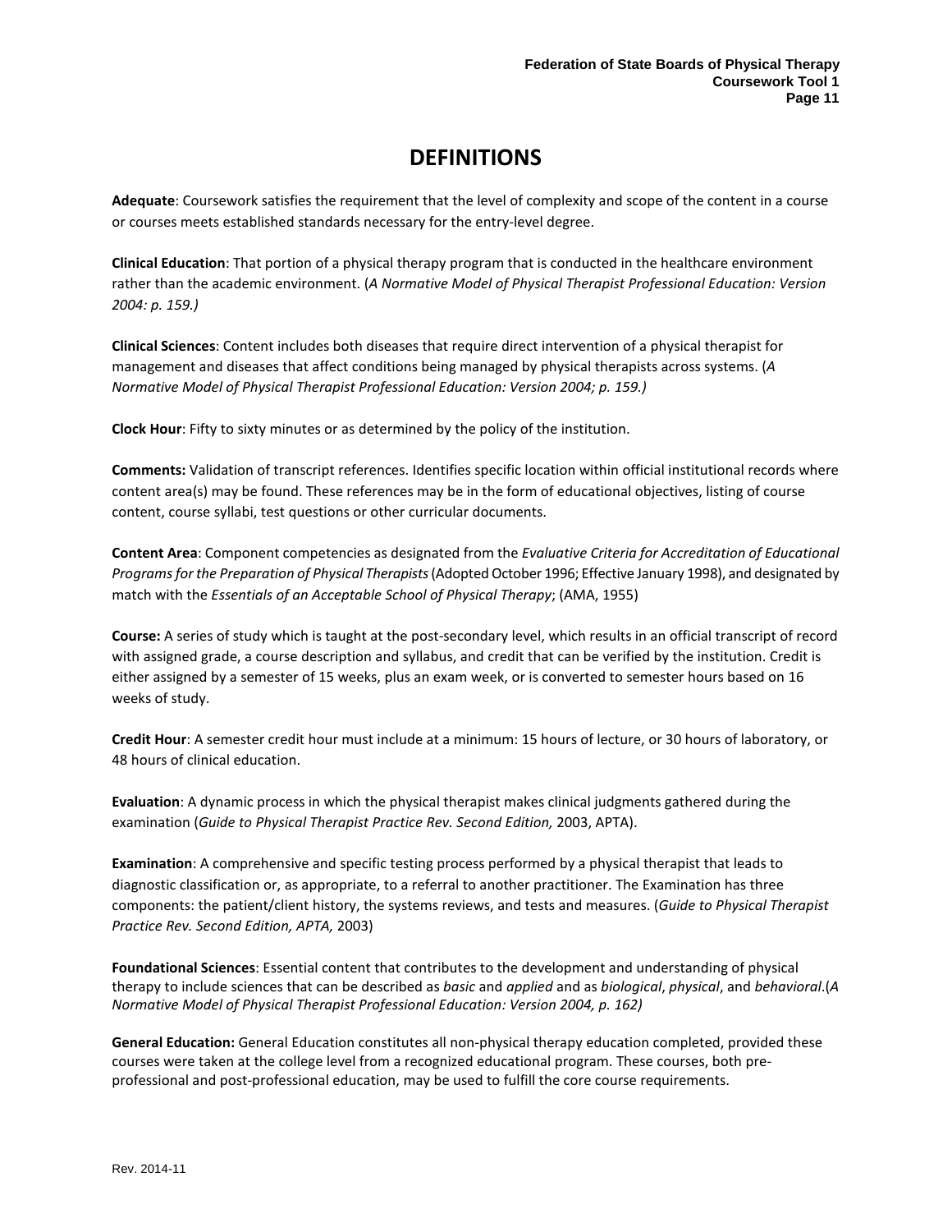# DEFINITIONS

**Adequate**: Coursework satisfies the requirement that the level of complexity and scope of the content in a course or courses meets established standards necessary for the entry-level degree.

**Clinical Education**: That portion of a physical therapy program that is conducted in the healthcare environment rather than the academic environment. (*A Normative Model of Physical Therapist Professional Education: Version 2004: p. 159.)*

**Clinical Sciences**: Content includes both diseases that require direct intervention of a physical therapist for management and diseases that affect conditions being managed by physical therapists across systems. (*A Normative Model of Physical Therapist Professional Education: Version 2004; p. 159.)*

**Clock Hour**: Fifty to sixty minutes or as determined by the policy of the institution.

**Comments:** Validation of transcript references. Identifies specific location within official institutional records where content area(s) may be found. These references may be in the form of educational objectives, listing of course content, course syllabi, test questions or other curricular documents.

**Content Area**: Component competencies as designated from the *Evaluative Criteria for Accreditation of Educational Programs for the Preparation of Physical Therapists* (Adopted October 1996; Effective January 1998), and designated by match with the *Essentials of an Acceptable School of Physical Therapy*; (AMA, 1955)

**Course:** A series of study which is taught at the post-secondary level, which results in an official transcript of record with assigned grade, a course description and syllabus, and credit that can be verified by the institution. Credit is either assigned by a semester of 15 weeks, plus an exam week, or is converted to semester hours based on 16 weeks of study.

**Credit Hour**: A semester credit hour must include at a minimum: 15 hours of lecture, or 30 hours of laboratory, or 48 hours of clinical education.

**Evaluation**: A dynamic process in which the physical therapist makes clinical judgments gathered during the examination (*Guide to Physical Therapist Practice Rev. Second Edition,* 2003, APTA).

**Examination**: A comprehensive and specific testing process performed by a physical therapist that leads to diagnostic classification or, as appropriate, to a referral to another practitioner. The Examination has three components: the patient/client history, the systems reviews, and tests and measures. (*Guide to Physical Therapist Practice Rev. Second Edition, APTA,* 2003)

**Foundational Sciences**: Essential content that contributes to the development and understanding of physical therapy to include sciences that can be described as *basic* and *applied* and as *biological*, *physical*, and *behavioral*.(*A Normative Model of Physical Therapist Professional Education: Version 2004, p. 162)*

**General Education:** General Education constitutes all non-physical therapy education completed, provided these courses were taken at the college level from a recognized educational program. These courses, both pre-professional and post-professional education, may be used to fulfill the core course requirements.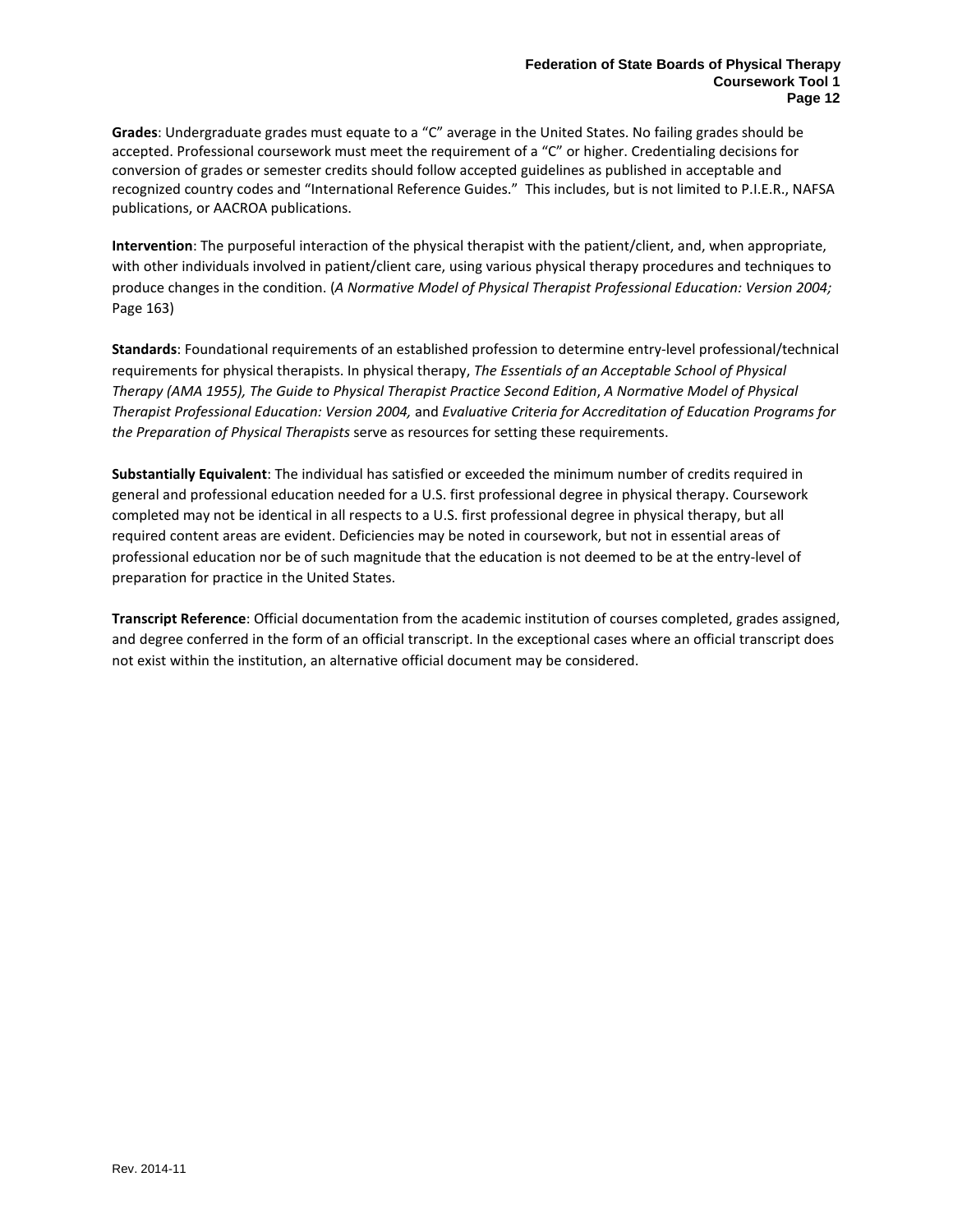**Grades**: Undergraduate grades must equate to a "C" average in the United States. No failing grades should be accepted. Professional coursework must meet the requirement of a "C" or higher. Credentialing decisions for conversion of grades or semester credits should follow accepted guidelines as published in acceptable and recognized country codes and "International Reference Guides." This includes, but is not limited to P.I.E.R., NAFSA publications, or AACROA publications.

**Intervention**: The purposeful interaction of the physical therapist with the patient/client, and, when appropriate, with other individuals involved in patient/client care, using various physical therapy procedures and techniques to produce changes in the condition. (*A Normative Model of Physical Therapist Professional Education: Version 2004;* Page 163)

**Standards**: Foundational requirements of an established profession to determine entry-level professional/technical requirements for physical therapists. In physical therapy, *The Essentials of an Acceptable School of Physical Therapy (AMA 1955), The Guide to Physical Therapist Practice Second Edition*, *A Normative Model of Physical Therapist Professional Education: Version 2004,* and *Evaluative Criteria for Accreditation of Education Programs for the Preparation of Physical Therapists* serve as resources for setting these requirements.

**Substantially Equivalent**: The individual has satisfied or exceeded the minimum number of credits required in general and professional education needed for a U.S. first professional degree in physical therapy. Coursework completed may not be identical in all respects to a U.S. first professional degree in physical therapy, but all required content areas are evident. Deficiencies may be noted in coursework, but not in essential areas of professional education nor be of such magnitude that the education is not deemed to be at the entry-level of preparation for practice in the United States.

**Transcript Reference**: Official documentation from the academic institution of courses completed, grades assigned, and degree conferred in the form of an official transcript. In the exceptional cases where an official transcript does not exist within the institution, an alternative official document may be considered.